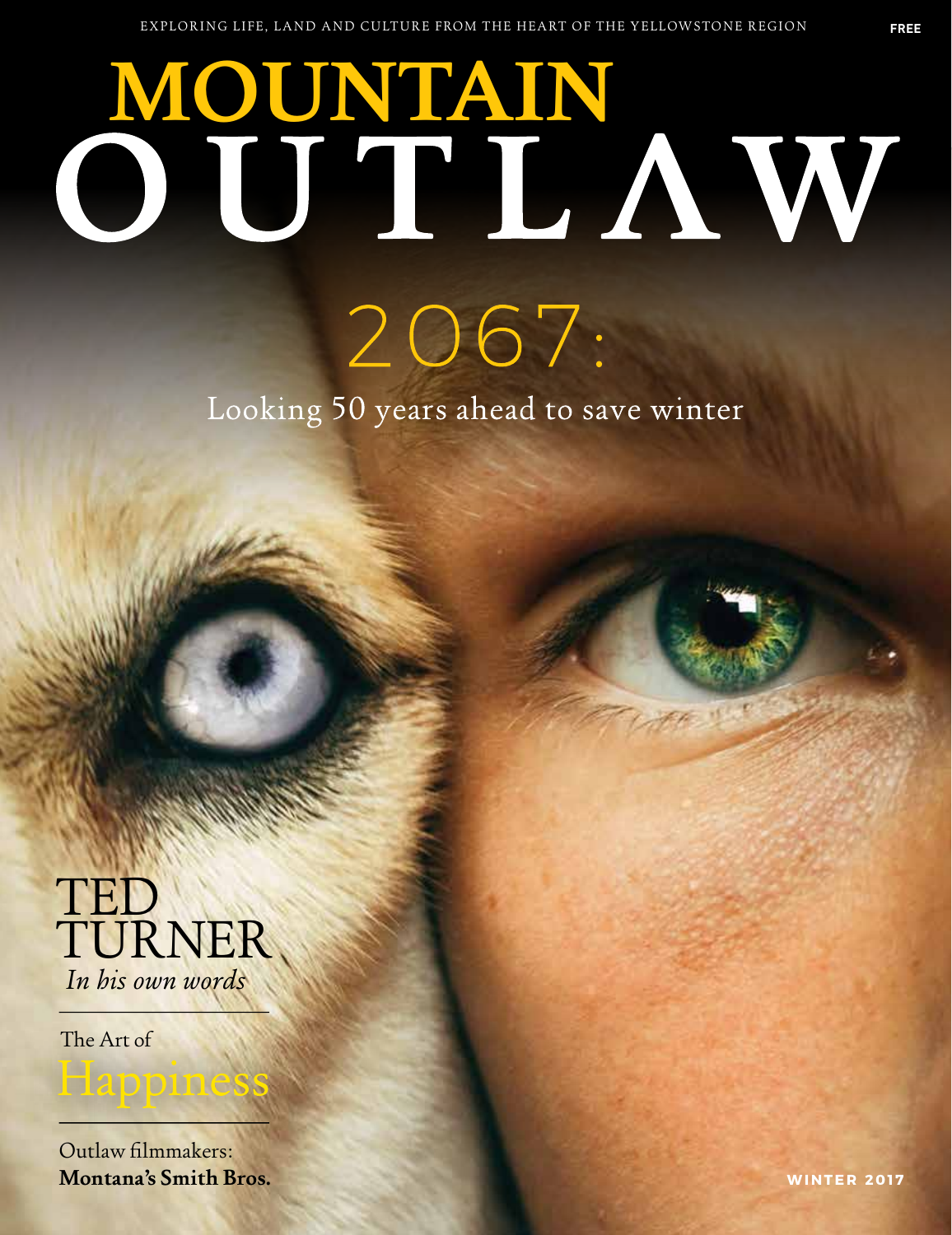EXPLORING LIFE, LAND AND CULTURE FROM THE HEART OF THE YELLOWSTONE REGION

FREE

# MOUNTAIN OUTLAW

## 2067:

Looking 50 years ahead to save winter

**TED TURNER**
*In his own words*

The Art of Happiness

Outlaw filmmakers:
**Montana's Smith Bros.**

**WINTER 2017**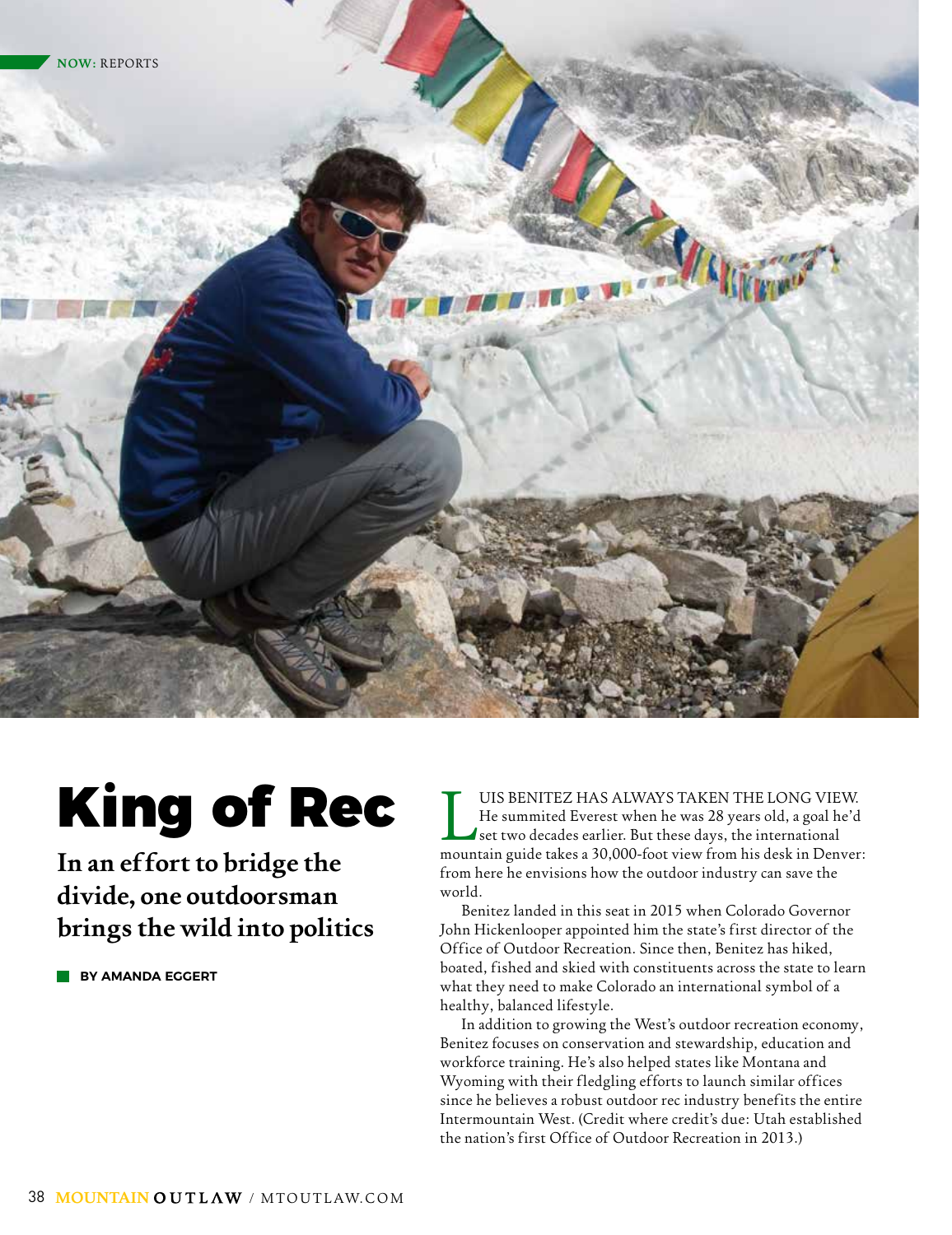# King of Rec

## In an effort to bridge the divide, one outdoorsman brings the wild into politics

**BY AMANDA EGGERT**

LUIS BENITEZ HAS ALWAYS TAKEN THE LONG VIEW. He summited Everest when he was 28 years old, a goal he'd set two decades earlier. But these days, the international mountain guide takes a 30,000-foot view from his desk in Denver: from here he envisions how the outdoor industry can save the world.

Benitez landed in this seat in 2015 when Colorado Governor John Hickenlooper appointed him the state's first director of the Office of Outdoor Recreation. Since then, Benitez has hiked, boated, fished and skied with constituents across the state to learn what they need to make Colorado an international symbol of a healthy, balanced lifestyle.

In addition to growing the West's outdoor recreation economy, Benitez focuses on conservation and stewardship, education and workforce training. He's also helped states like Montana and Wyoming with their fledgling efforts to launch similar offices since he believes a robust outdoor rec industry benefits the entire Intermountain West. (Credit where credit's due: Utah established the nation's first Office of Outdoor Recreation in 2013.)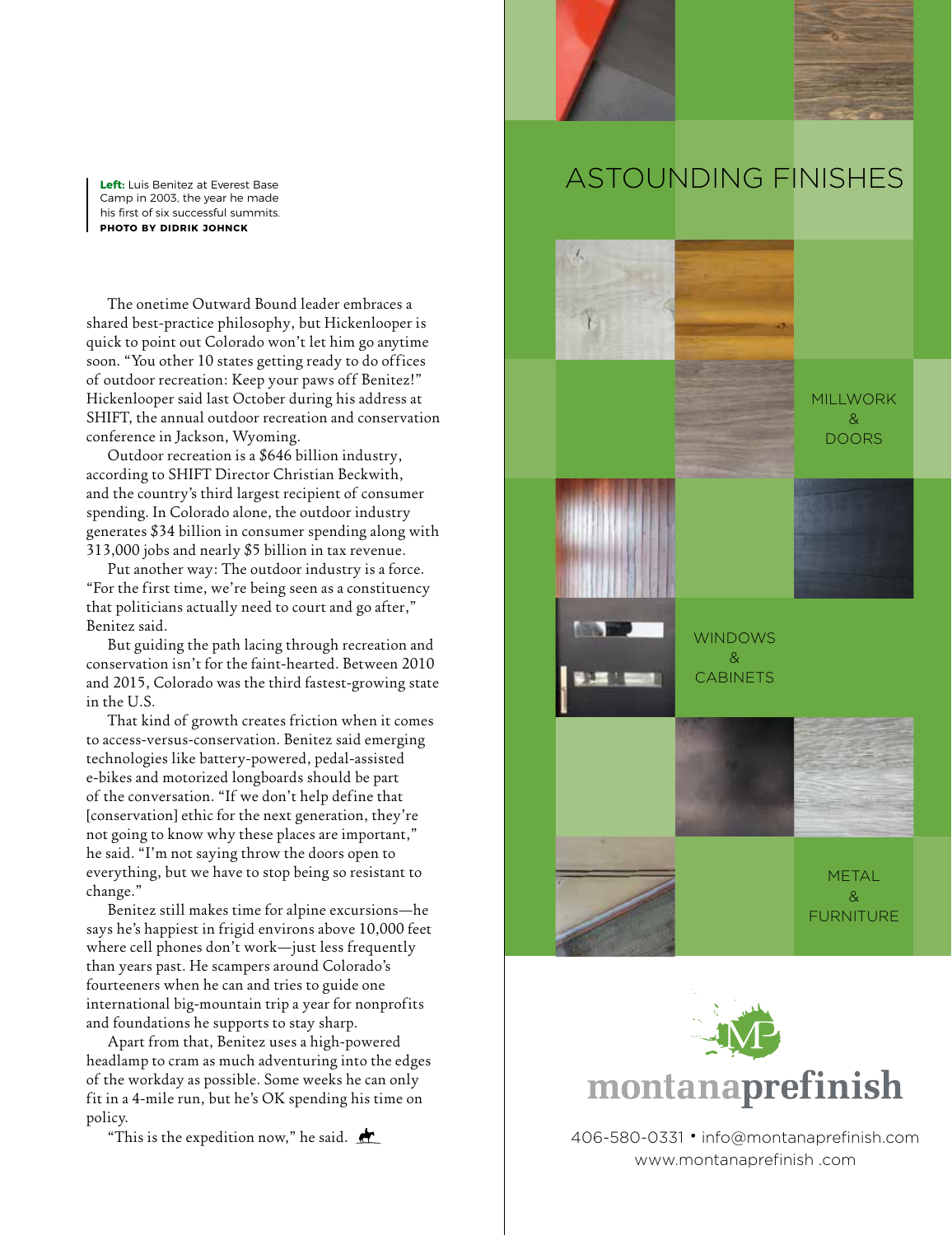**Left:** Luis Benitez at Everest Base Camp in 2003, the year he made his first of six successful summits. **PHOTO BY DIDRIK JOHNCK**

The onetime Outward Bound leader embraces a shared best-practice philosophy, but Hickenlooper is quick to point out Colorado won't let him go anytime soon. "You other 10 states getting ready to do offices of outdoor recreation: Keep your paws off Benitez!" Hickenlooper said last October during his address at SHIFT, the annual outdoor recreation and conservation conference in Jackson, Wyoming.

Outdoor recreation is a $646 billion industry, according to SHIFT Director Christian Beckwith, and the country's third largest recipient of consumer spending. In Colorado alone, the outdoor industry generates $34 billion in consumer spending along with 313,000 jobs and nearly $5 billion in tax revenue.

Put another way: The outdoor industry is a force. "For the first time, we're being seen as a constituency that politicians actually need to court and go after," Benitez said.

But guiding the path lacing through recreation and conservation isn't for the faint-hearted. Between 2010 and 2015, Colorado was the third fastest-growing state in the U.S.

That kind of growth creates friction when it comes to access-versus-conservation. Benitez said emerging technologies like battery-powered, pedal-assisted e-bikes and motorized longboards should be part of the conversation. "If we don't help define that [conservation] ethic for the next generation, they're not going to know why these places are important," he said. "I'm not saying throw the doors open to everything, but we have to stop being so resistant to change."

Benitez still makes time for alpine excursions—he says he's happiest in frigid environs above 10,000 feet where cell phones don't work—just less frequently than years past. He scampers around Colorado's fourteeners when he can and tries to guide one international big-mountain trip a year for nonprofits and foundations he supports to stay sharp.

Apart from that, Benitez uses a high-powered headlamp to cram as much adventuring into the edges of the workday as possible. Some weeks he can only fit in a 4-mile run, but he's OK spending his time on policy.

"This is the expedition now," he said.

ASTOUNDING FINISHES

MILLWORK & DOORS

WINDOWS & CABINETS

METAL & FURNITURE

montanaprefinish

406-580-0331 • info@montanaprefinish.com
www.montanaprefinish .com